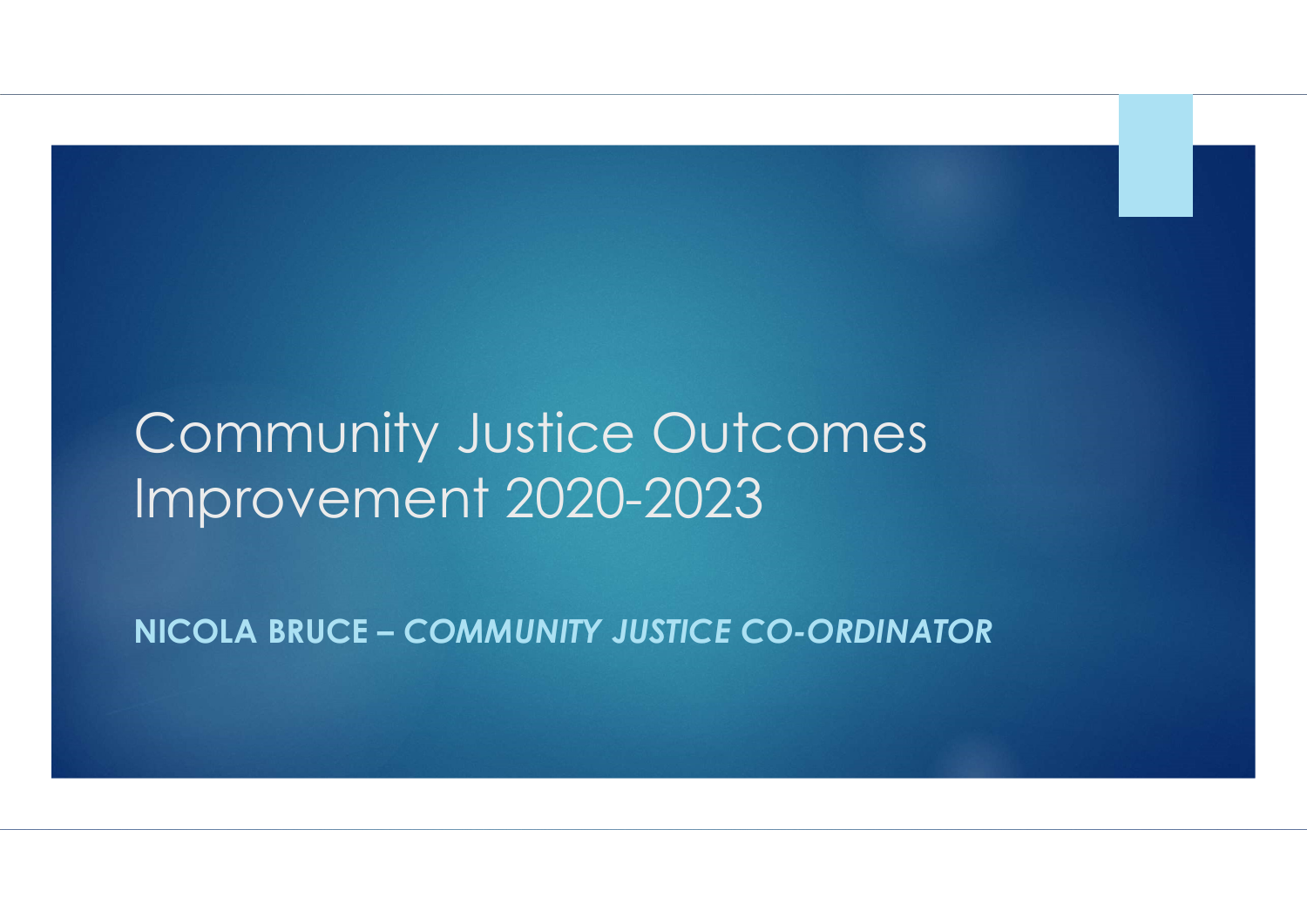# Community Justice Outcomes Improvement 2020-2023

**NICOLA BRUCE – *COMMUNITY JUSTICE CO-ORDINATOR***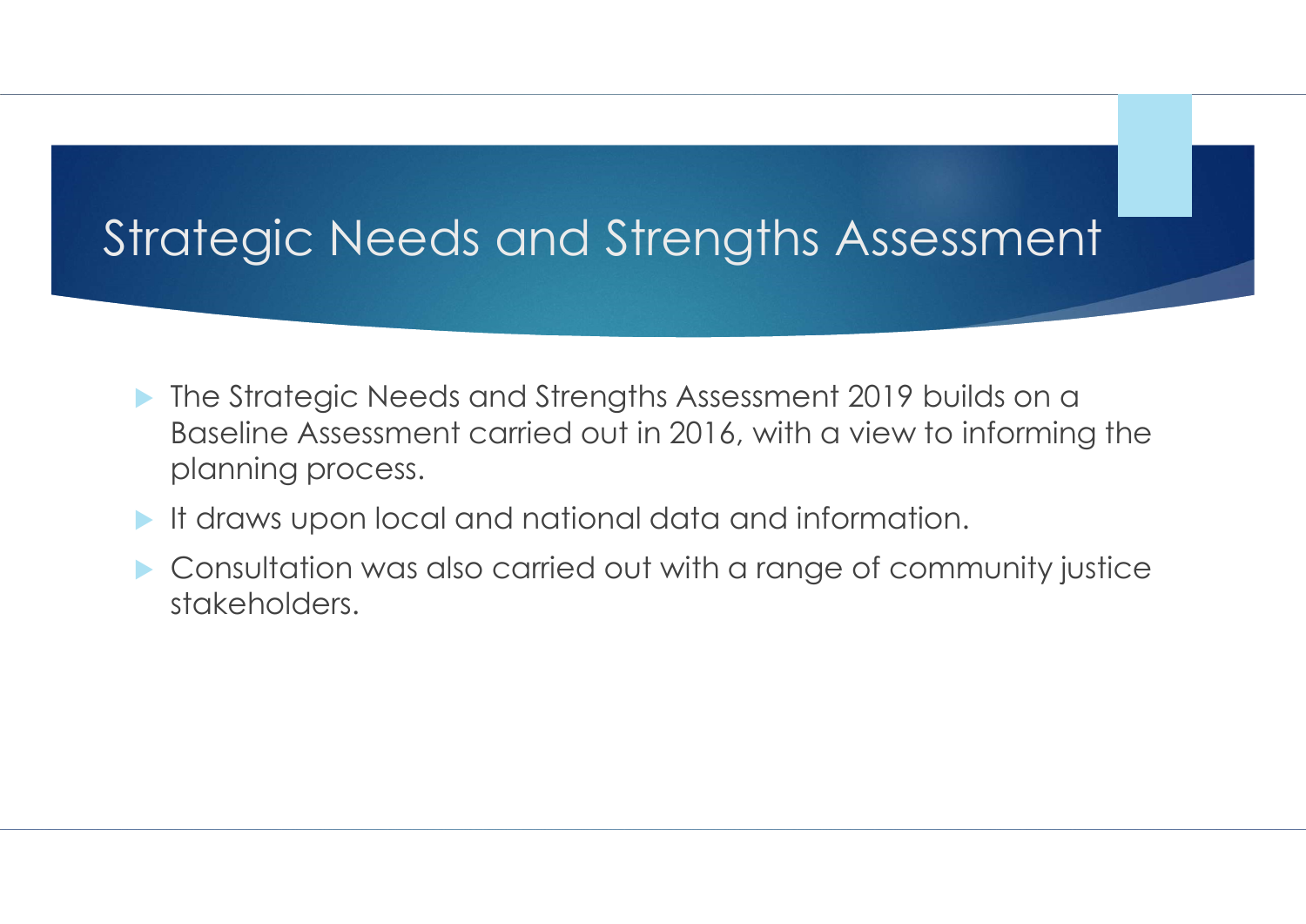# Strategic Needs and Strengths Assessment

- The Strategic Needs and Strengths Assessment 2019 builds on a Baseline Assessment carried out in 2016, with a view to informing the planning process.
- It draws upon local and national data and information.
- Consultation was also carried out with a range of community justice stakeholders.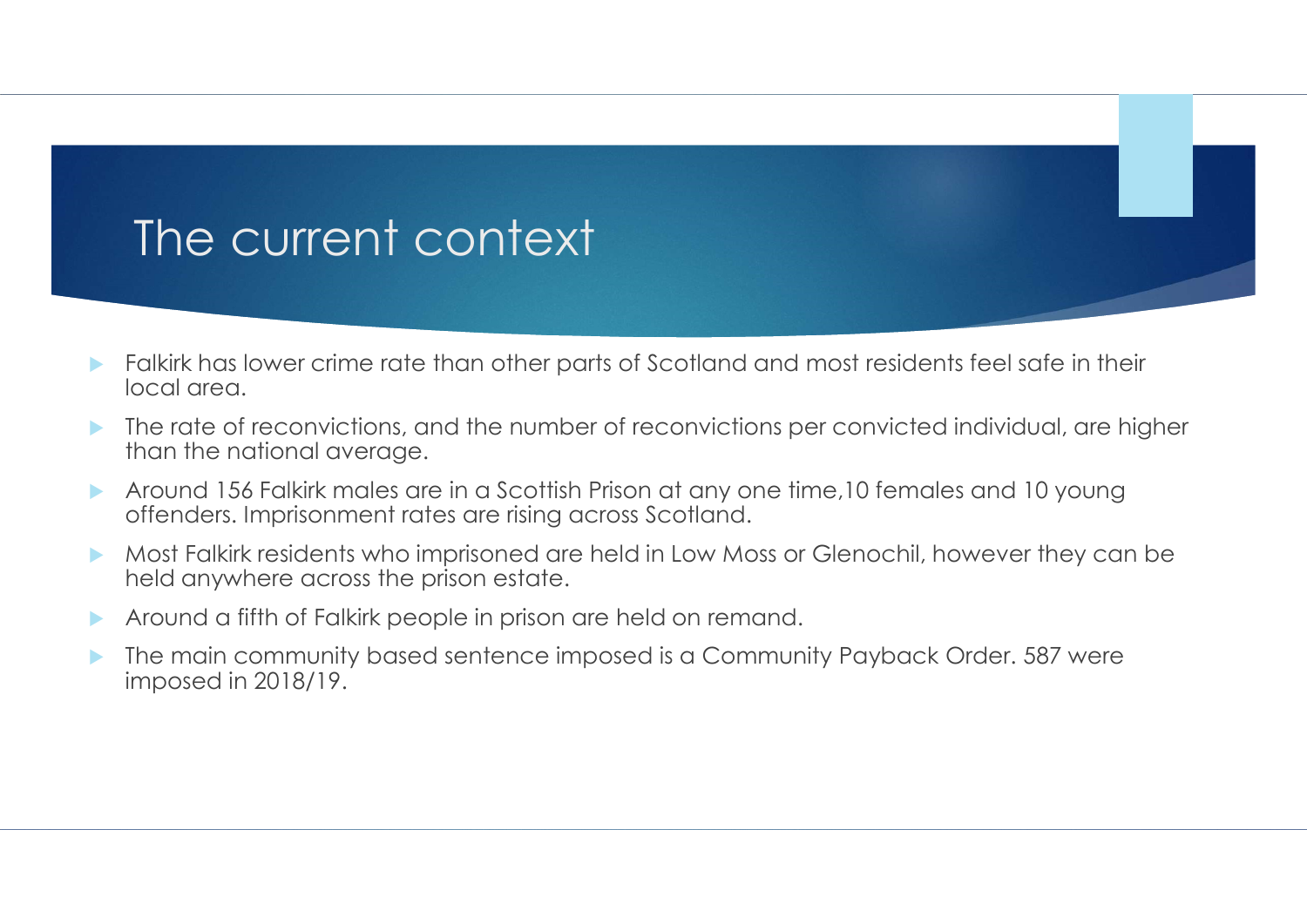# The current context

- Falkirk has lower crime rate than other parts of Scotland and most residents feel safe in their local area.
- The rate of reconvictions, and the number of reconvictions per convicted individual, are higher than the national average.
- Around 156 Falkirk males are in a Scottish Prison at any one time,10 females and 10 young offenders. Imprisonment rates are rising across Scotland.
- Most Falkirk residents who imprisoned are held in Low Moss or Glenochil, however they can be held anywhere across the prison estate.
- Around a fifth of Falkirk people in prison are held on remand.
- The main community based sentence imposed is a Community Payback Order. 587 were imposed in 2018/19.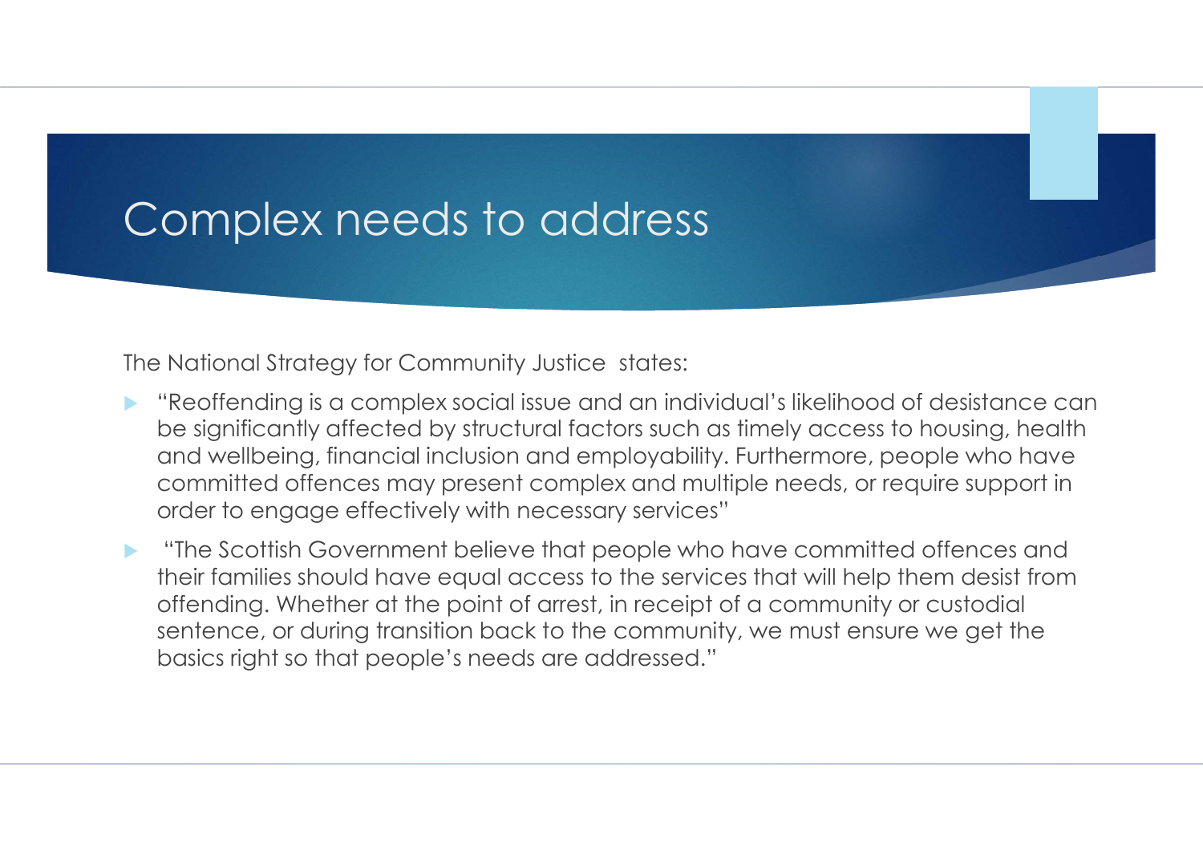# Complex needs to address

The National Strategy for Community Justice states:

- "Reoffending is a complex social issue and an individual's likelihood of desistance can be significantly affected by structural factors such as timely access to housing, health and wellbeing, financial inclusion and employability. Furthermore, people who have committed offences may present complex and multiple needs, or require support in order to engage effectively with necessary services"
- "The Scottish Government believe that people who have committed offences and their families should have equal access to the services that will help them desist from offending. Whether at the point of arrest, in receipt of a community or custodial sentence, or during transition back to the community, we must ensure we get the basics right so that people's needs are addressed."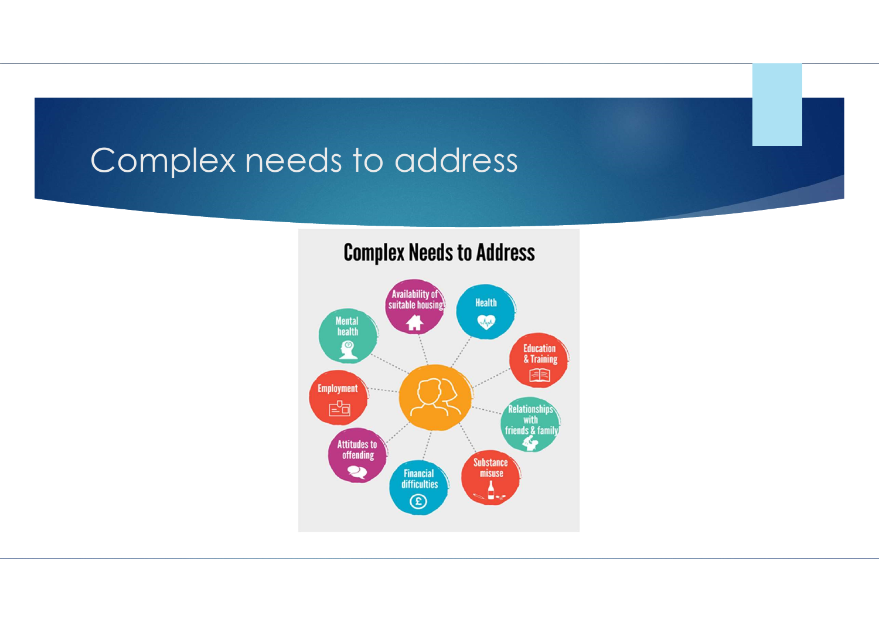# Complex needs to address

## Complex Needs to Address

- Availability of suitable housing
- Health
- Education & Training
- Relationships with friends & family
- Substance misuse
- Financial difficulties
- Attitudes to offending
- Employment
- Mental health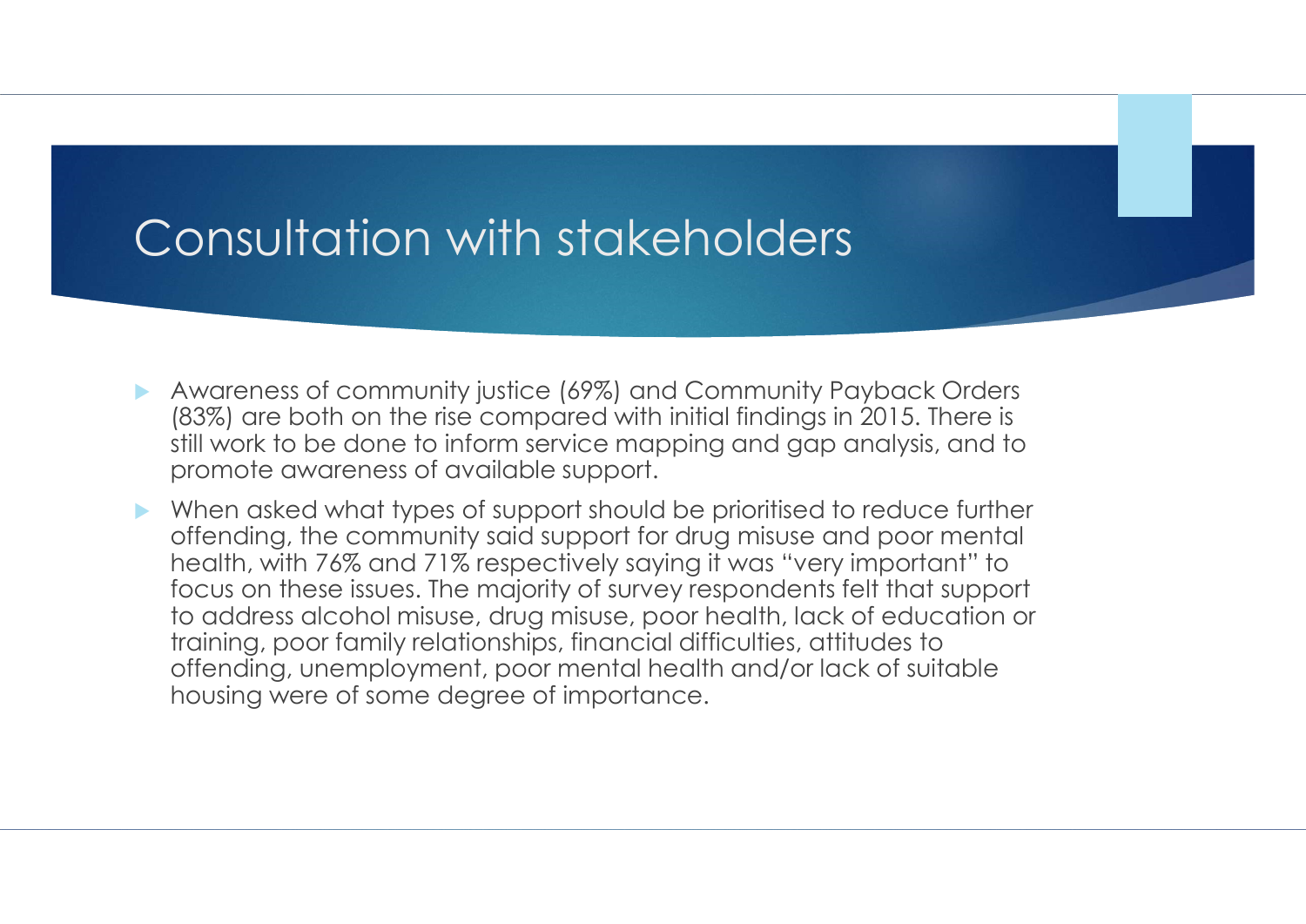# Consultation with stakeholders

- Awareness of community justice (69%) and Community Payback Orders (83%) are both on the rise compared with initial findings in 2015. There is still work to be done to inform service mapping and gap analysis, and to promote awareness of available support.
- When asked what types of support should be prioritised to reduce further offending, the community said support for drug misuse and poor mental health, with 76% and 71% respectively saying it was "very important" to focus on these issues. The majority of survey respondents felt that support to address alcohol misuse, drug misuse, poor health, lack of education or training, poor family relationships, financial difficulties, attitudes to offending, unemployment, poor mental health and/or lack of suitable housing were of some degree of importance.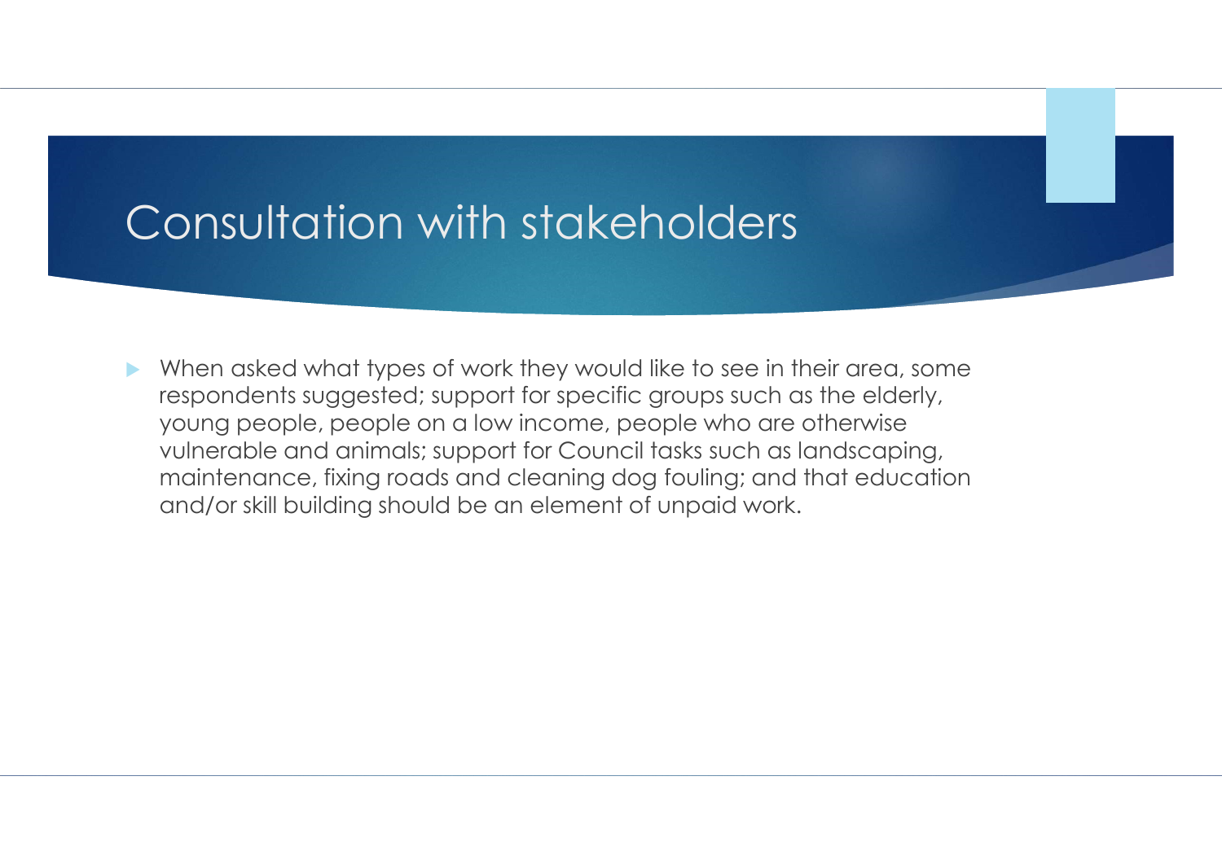# Consultation with stakeholders

- When asked what types of work they would like to see in their area, some respondents suggested; support for specific groups such as the elderly, young people, people on a low income, people who are otherwise vulnerable and animals; support for Council tasks such as landscaping, maintenance, fixing roads and cleaning dog fouling; and that education and/or skill building should be an element of unpaid work.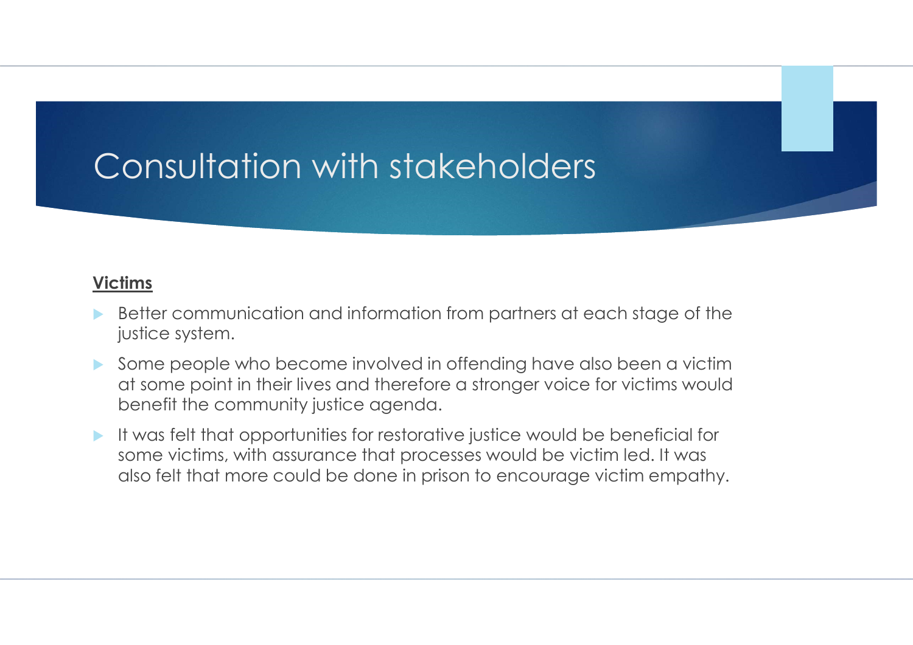# Consultation with stakeholders

**Victims**

- Better communication and information from partners at each stage of the justice system.
- Some people who become involved in offending have also been a victim at some point in their lives and therefore a stronger voice for victims would benefit the community justice agenda.
- It was felt that opportunities for restorative justice would be beneficial for some victims, with assurance that processes would be victim led. It was also felt that more could be done in prison to encourage victim empathy.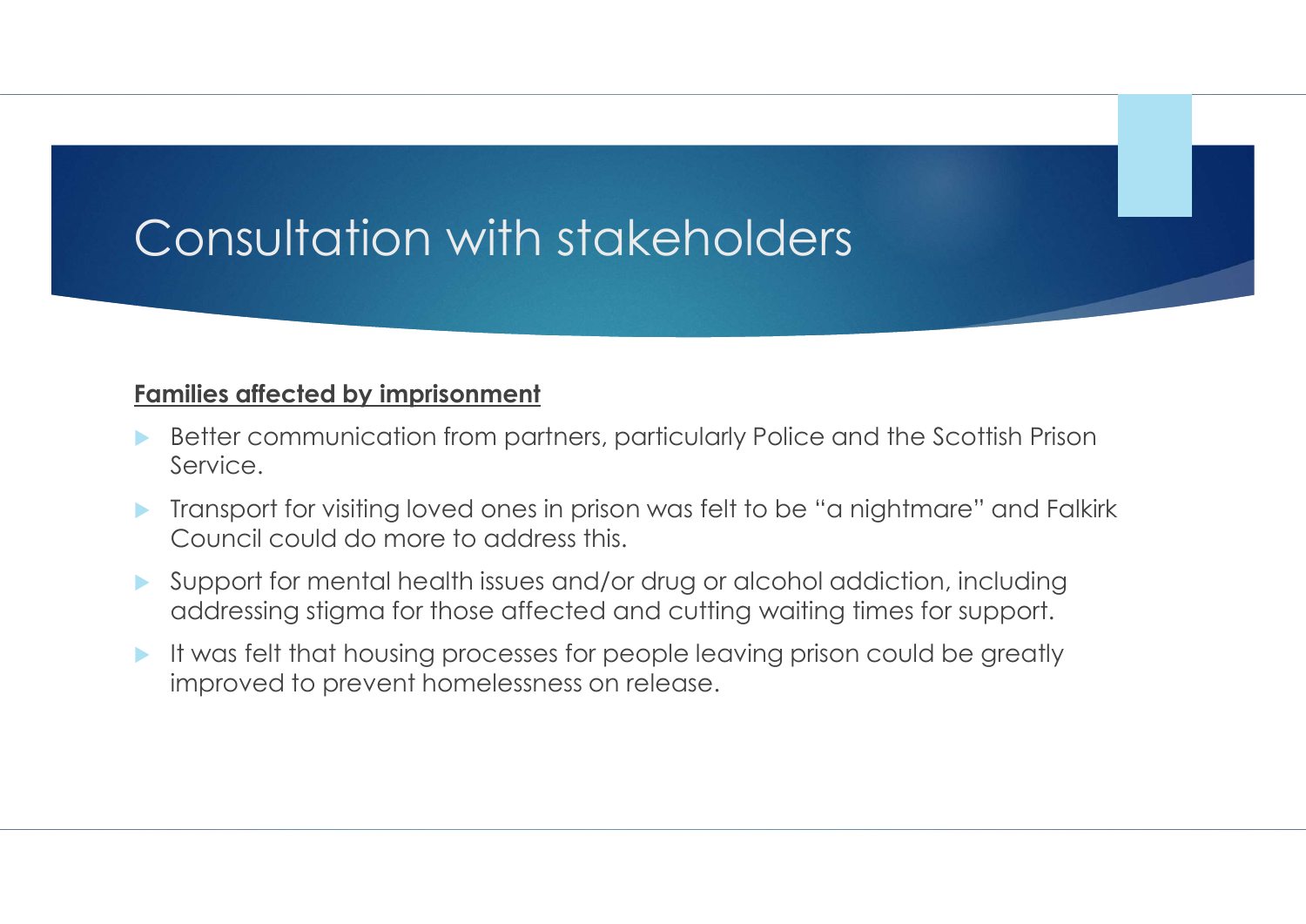# Consultation with stakeholders

**Families affected by imprisonment**

- Better communication from partners, particularly Police and the Scottish Prison Service.
- Transport for visiting loved ones in prison was felt to be "a nightmare" and Falkirk Council could do more to address this.
- Support for mental health issues and/or drug or alcohol addiction, including addressing stigma for those affected and cutting waiting times for support.
- It was felt that housing processes for people leaving prison could be greatly improved to prevent homelessness on release.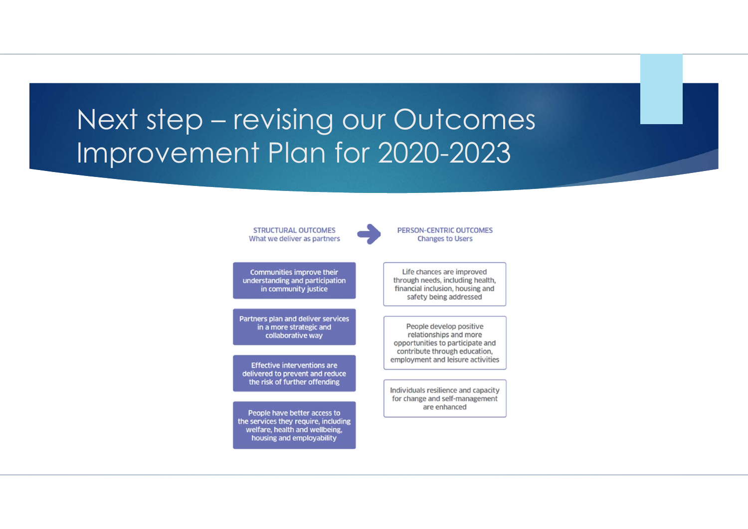# Next step – revising our Outcomes Improvement Plan for 2020-2023

| STRUCTURAL OUTCOMES<br>What we deliver as partners | → | PERSON-CENTRIC OUTCOMES<br>Changes to Users |
| --- | --- | --- |
| Communities improve their understanding and participation in community justice | | Life chances are improved through needs, including health, financial inclusion, housing and safety being addressed |
| Partners plan and deliver services in a more strategic and collaborative way | | People develop positive relationships and more opportunities to participate and contribute through education, employment and leisure activities |
| Effective interventions are delivered to prevent and reduce the risk of further offending | | Individuals resilience and capacity for change and self-management are enhanced |
| People have better access to the services they require, including welfare, health and wellbeing, housing and employability | | |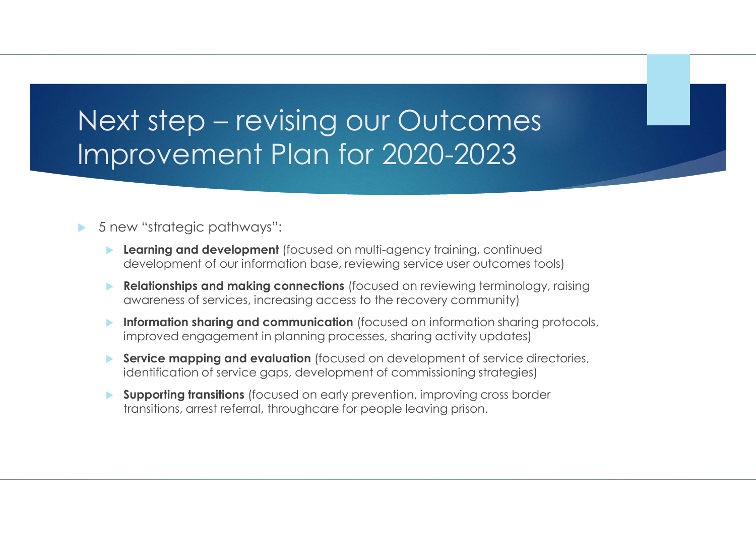# Next step – revising our Outcomes Improvement Plan for 2020-2023

- 5 new "strategic pathways":
  - **Learning and development** (focused on multi-agency training, continued development of our information base, reviewing service user outcomes tools)
  - **Relationships and making connections** (focused on reviewing terminology, raising awareness of services, increasing access to the recovery community)
  - **Information sharing and communication** (focused on information sharing protocols, improved engagement in planning processes, sharing activity updates)
  - **Service mapping and evaluation** (focused on development of service directories, identification of service gaps, development of commissioning strategies)
  - **Supporting transitions** (focused on early prevention, improving cross border transitions, arrest referral, throughcare for people leaving prison.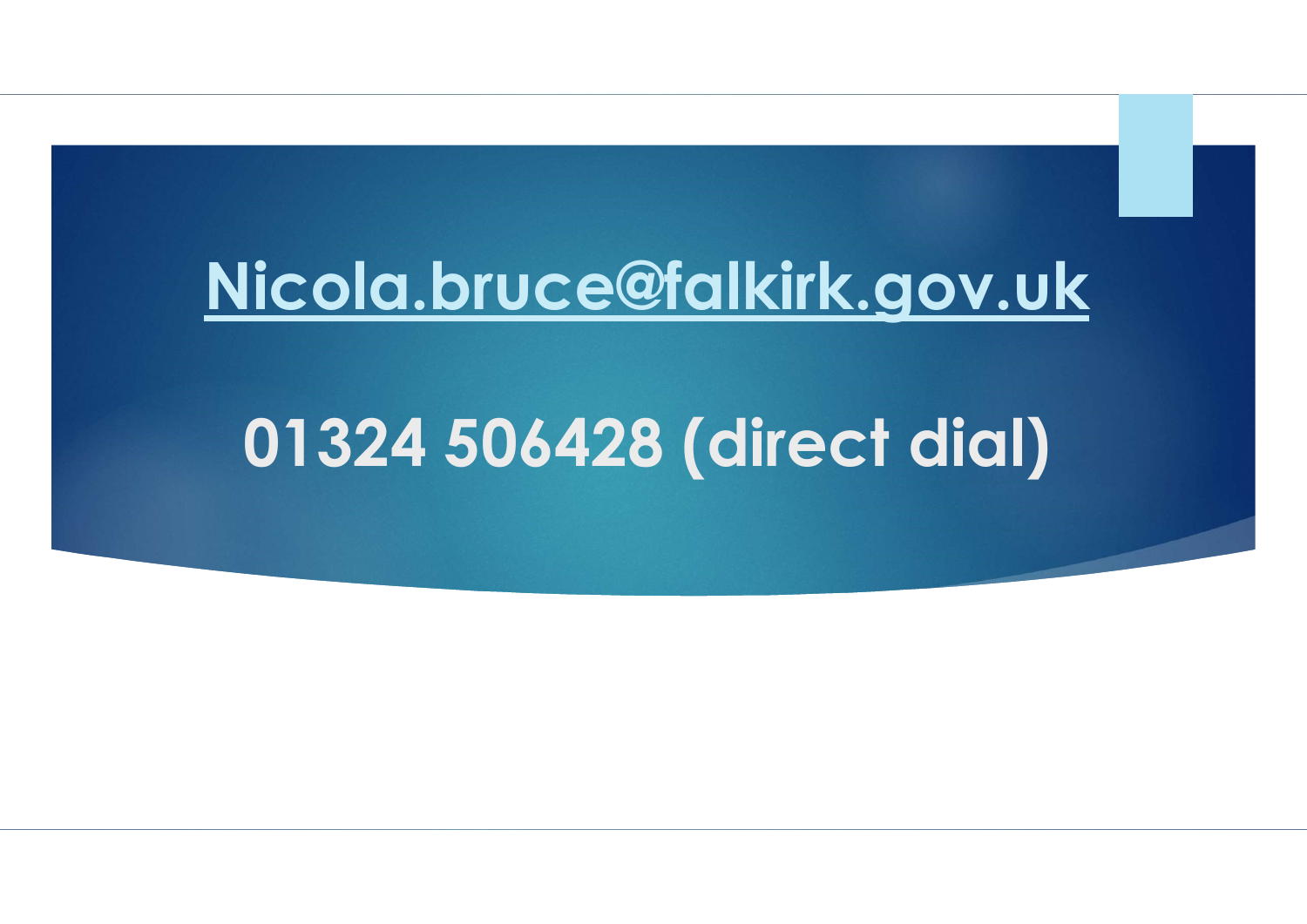[Nicola.bruce@falkirk.gov.uk](mailto:Nicola.bruce@falkirk.gov.uk)

**01324 506428 (direct dial)**